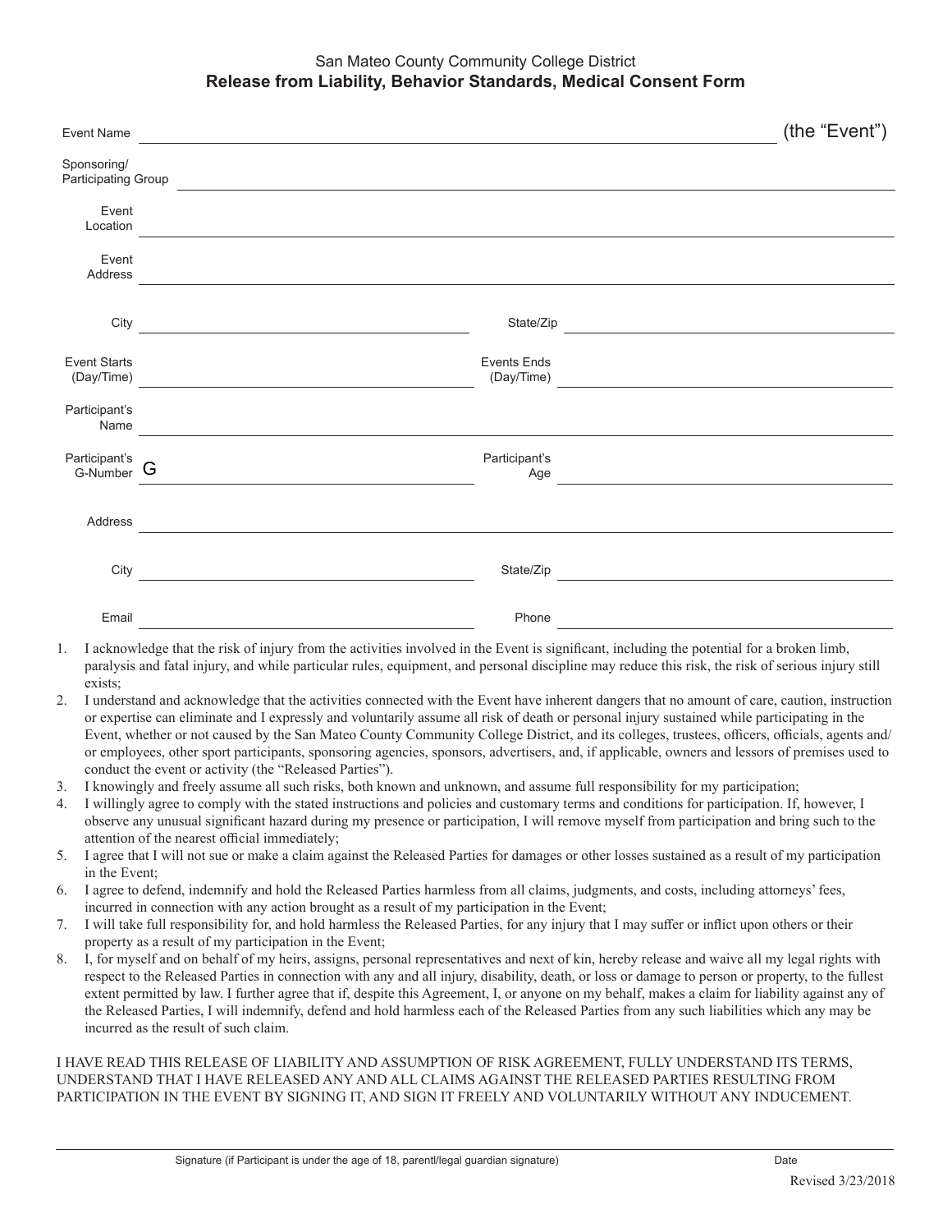San Mateo County Community College District

# Release from Liability, Behavior Standards, Medical Consent Form

Event Name ______________________________ (the "Event")

Sponsoring/ Participating Group ______________________________

Event Location ______________________________

Event Address ______________________________

City ______________________________ State/Zip ______________________________

Event Starts (Day/Time) ______________________________ Events Ends (Day/Time) ______________________________

Participant's Name ______________________________

Participant's G-Number G ______________________________ Participant's Age ______________________________

Address ______________________________

City ______________________________ State/Zip ______________________________

Email ______________________________ Phone ______________________________

1. I acknowledge that the risk of injury from the activities involved in the Event is significant, including the potential for a broken limb, paralysis and fatal injury, and while particular rules, equipment, and personal discipline may reduce this risk, the risk of serious injury still exists;
2. I understand and acknowledge that the activities connected with the Event have inherent dangers that no amount of care, caution, instruction or expertise can eliminate and I expressly and voluntarily assume all risk of death or personal injury sustained while participating in the Event, whether or not caused by the San Mateo County Community College District, and its colleges, trustees, officers, officials, agents and/or employees, other sport participants, sponsoring agencies, sponsors, advertisers, and, if applicable, owners and lessors of premises used to conduct the event or activity (the "Released Parties").
3. I knowingly and freely assume all such risks, both known and unknown, and assume full responsibility for my participation;
4. I willingly agree to comply with the stated instructions and policies and customary terms and conditions for participation. If, however, I observe any unusual significant hazard during my presence or participation, I will remove myself from participation and bring such to the attention of the nearest official immediately;
5. I agree that I will not sue or make a claim against the Released Parties for damages or other losses sustained as a result of my participation in the Event;
6. I agree to defend, indemnify and hold the Released Parties harmless from all claims, judgments, and costs, including attorneys' fees, incurred in connection with any action brought as a result of my participation in the Event;
7. I will take full responsibility for, and hold harmless the Released Parties, for any injury that I may suffer or inflict upon others or their property as a result of my participation in the Event;
8. I, for myself and on behalf of my heirs, assigns, personal representatives and next of kin, hereby release and waive all my legal rights with respect to the Released Parties in connection with any and all injury, disability, death, or loss or damage to person or property, to the fullest extent permitted by law. I further agree that if, despite this Agreement, I, or anyone on my behalf, makes a claim for liability against any of the Released Parties, I will indemnify, defend and hold harmless each of the Released Parties from any such liabilities which any may be incurred as the result of such claim.

I HAVE READ THIS RELEASE OF LIABILITY AND ASSUMPTION OF RISK AGREEMENT, FULLY UNDERSTAND ITS TERMS, UNDERSTAND THAT I HAVE RELEASED ANY AND ALL CLAIMS AGAINST THE RELEASED PARTIES RESULTING FROM PARTICIPATION IN THE EVENT BY SIGNING IT, AND SIGN IT FREELY AND VOLUNTARILY WITHOUT ANY INDUCEMENT.

______________________________ ______________

Signature (if Participant is under the age of 18, parentl/legal guardian signature) Date

Revised 3/23/2018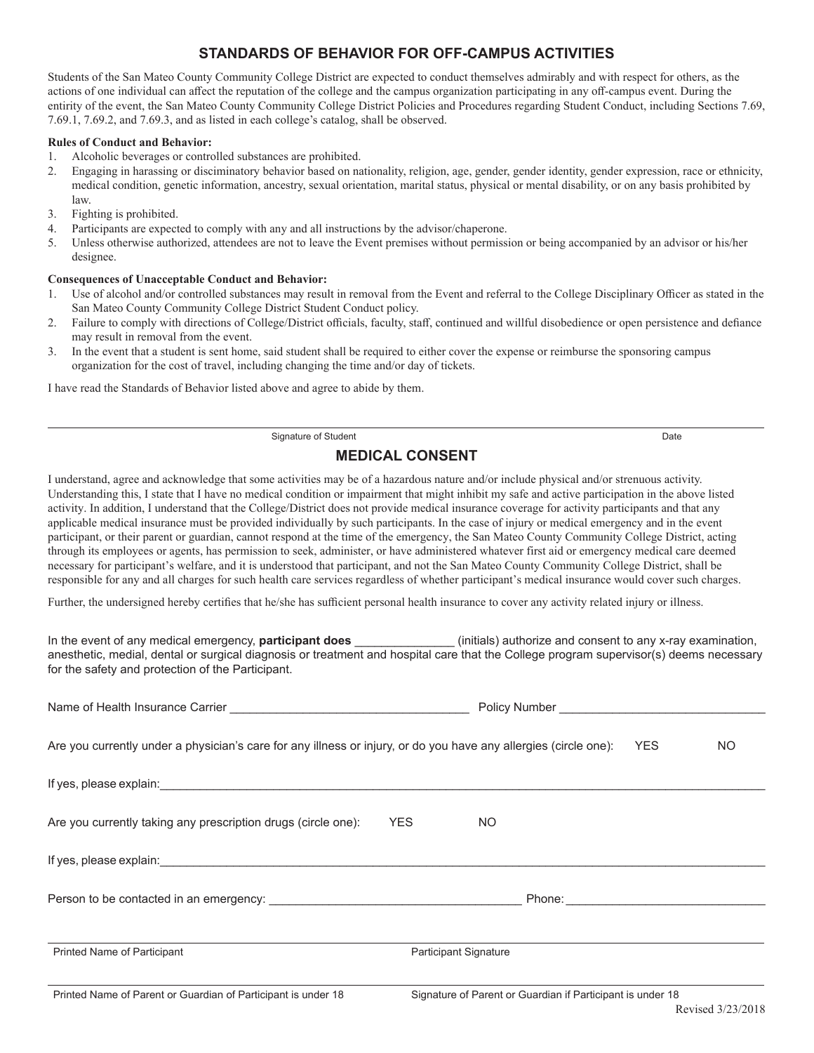## STANDARDS OF BEHAVIOR FOR OFF-CAMPUS ACTIVITIES

Students of the San Mateo County Community College District are expected to conduct themselves admirably and with respect for others, as the actions of one individual can affect the reputation of the college and the campus organization participating in any off-campus event. During the entirity of the event, the San Mateo County Community College District Policies and Procedures regarding Student Conduct, including Sections 7.69, 7.69.1, 7.69.2, and 7.69.3, and as listed in each college's catalog, shall be observed.

**Rules of Conduct and Behavior:**

1. Alcoholic beverages or controlled substances are prohibited.
2. Engaging in harassing or disciminatory behavior based on nationality, religion, age, gender, gender identity, gender expression, race or ethnicity, medical condition, genetic information, ancestry, sexual orientation, marital status, physical or mental disability, or on any basis prohibited by law.
3. Fighting is prohibited.
4. Participants are expected to comply with any and all instructions by the advisor/chaperone.
5. Unless otherwise authorized, attendees are not to leave the Event premises without permission or being accompanied by an advisor or his/her designee.

**Consequences of Unacceptable Conduct and Behavior:**

1. Use of alcohol and/or controlled substances may result in removal from the Event and referral to the College Disciplinary Officer as stated in the San Mateo County Community College District Student Conduct policy.
2. Failure to comply with directions of College/District officials, faculty, staff, continued and willful disobedience or open persistence and defiance may result in removal from the event.
3. In the event that a student is sent home, said student shall be required to either cover the expense or reimburse the sponsoring campus organization for the cost of travel, including changing the time and/or day of tickets.

I have read the Standards of Behavior listed above and agree to abide by them.

______________________________________________ ____________

Signature of Student Date

## MEDICAL CONSENT

I understand, agree and acknowledge that some activities may be of a hazardous nature and/or include physical and/or strenuous activity. Understanding this, I state that I have no medical condition or impairment that might inhibit my safe and active participation in the above listed activity. In addition, I understand that the College/District does not provide medical insurance coverage for activity participants and that any applicable medical insurance must be provided individually by such participants. In the case of injury or medical emergency and in the event participant, or their parent or guardian, cannot respond at the time of the emergency, the San Mateo County Community College District, acting through its employees or agents, has permission to seek, administer, or have administered whatever first aid or emergency medical care deemed necessary for participant's welfare, and it is understood that participant, and not the San Mateo County Community College District, shall be responsible for any and all charges for such health care services regardless of whether participant's medical insurance would cover such charges.

Further, the undersigned hereby certifies that he/she has sufficient personal health insurance to cover any activity related injury or illness.

In the event of any medical emergency, **participant does** ______________ (initials) authorize and consent to any x-ray examination, anesthetic, medial, dental or surgical diagnosis or treatment and hospital care that the College program supervisor(s) deems necessary for the safety and protection of the Participant.

Name of Health Insurance Carrier ___________________________________ Policy Number ______________________________

Are you currently under a physician's care for any illness or injury, or do you have any allergies (circle one): YES NO

If yes, please explain: ________________________________________________________________________________

Are you currently taking any prescription drugs (circle one): YES NO

If yes, please explain: ________________________________________________________________________________

Person to be contacted in an emergency: _____________________________________ Phone: _____________________________

______________________________________________ ______________________________________________

Printed Name of Participant Participant Signature

______________________________________________ ______________________________________________

Printed Name of Parent or Guardian of Participant is under 18 Signature of Parent or Guardian if Participant is under 18

Revised 3/23/2018